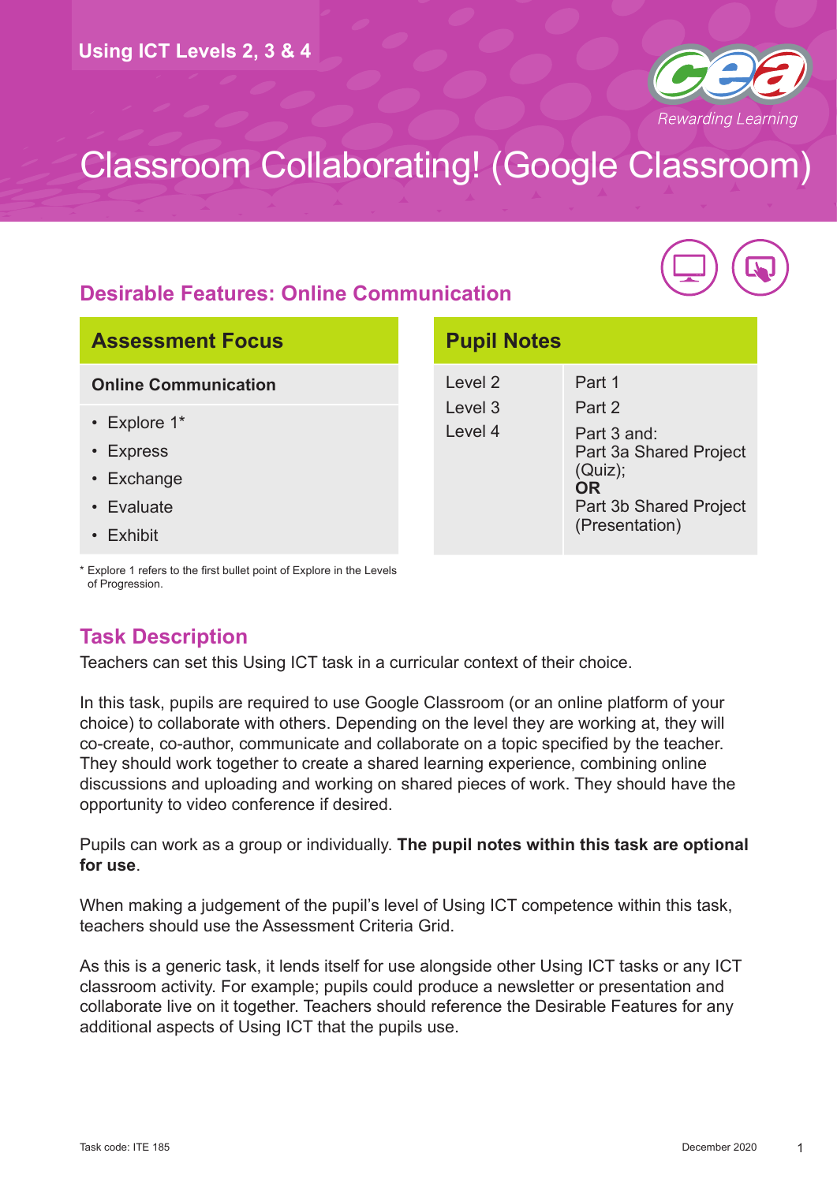Using ICT Levels 2, 3 & 4

# Classroom Collaborating! (Google Classroom)

## Desirable Features: Online Communication

| Assessment Focus |
| --- |
| **Online Communication** |
| • Explore 1* <br> • Express <br> • Exchange <br> • Evaluate <br> • Exhibit |

\* Explore 1 refers to the first bullet point of Explore in the Levels of Progression.

| Pupil Notes | |
| --- | --- |
| Level 2 | Part 1 |
| Level 3 | Part 2 |
| Level 4 | Part 3 and: Part 3a Shared Project (Quiz); **OR** Part 3b Shared Project (Presentation) |

## Task Description

Teachers can set this Using ICT task in a curricular context of their choice.

In this task, pupils are required to use Google Classroom (or an online platform of your choice) to collaborate with others. Depending on the level they are working at, they will co-create, co-author, communicate and collaborate on a topic specified by the teacher. They should work together to create a shared learning experience, combining online discussions and uploading and working on shared pieces of work. They should have the opportunity to video conference if desired.

Pupils can work as a group or individually. **The pupil notes within this task are optional for use**.

When making a judgement of the pupil's level of Using ICT competence within this task, teachers should use the Assessment Criteria Grid.

As this is a generic task, it lends itself for use alongside other Using ICT tasks or any ICT classroom activity. For example; pupils could produce a newsletter or presentation and collaborate live on it together. Teachers should reference the Desirable Features for any additional aspects of Using ICT that the pupils use.

Task code: ITE 185

December 2020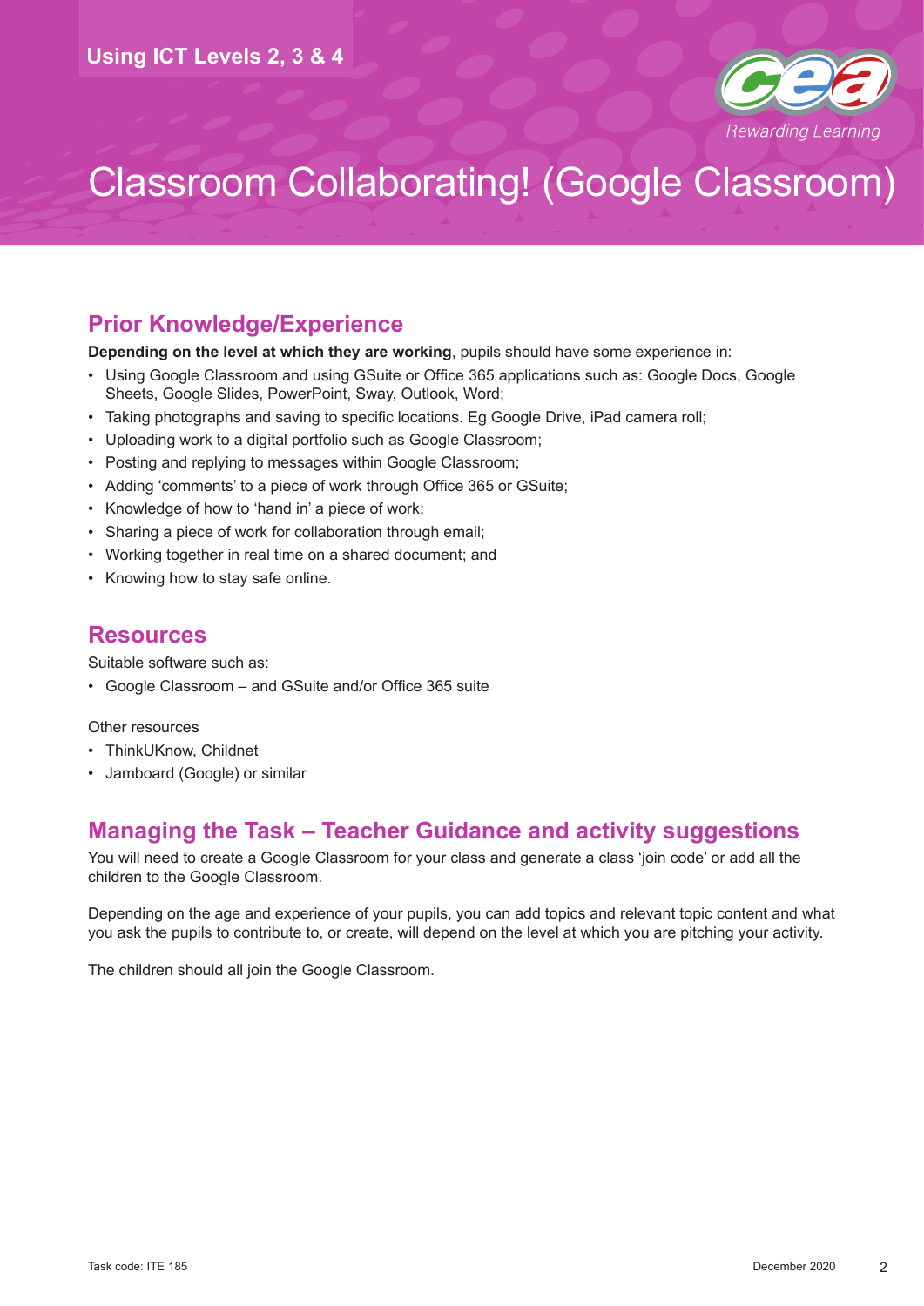# Classroom Collaborating! (Google Classroom)

## Prior Knowledge/Experience

**Depending on the level at which they are working**, pupils should have some experience in:

- Using Google Classroom and using GSuite or Office 365 applications such as: Google Docs, Google Sheets, Google Slides, PowerPoint, Sway, Outlook, Word;
- Taking photographs and saving to specific locations. Eg Google Drive, iPad camera roll;
- Uploading work to a digital portfolio such as Google Classroom;
- Posting and replying to messages within Google Classroom;
- Adding 'comments' to a piece of work through Office 365 or GSuite;
- Knowledge of how to 'hand in' a piece of work;
- Sharing a piece of work for collaboration through email;
- Working together in real time on a shared document; and
- Knowing how to stay safe online.

## Resources

Suitable software such as:

- Google Classroom – and GSuite and/or Office 365 suite

Other resources

- ThinkUKnow, Childnet
- Jamboard (Google) or similar

## Managing the Task – Teacher Guidance and activity suggestions

You will need to create a Google Classroom for your class and generate a class 'join code' or add all the children to the Google Classroom.

Depending on the age and experience of your pupils, you can add topics and relevant topic content and what you ask the pupils to contribute to, or create, will depend on the level at which you are pitching your activity.

The children should all join the Google Classroom.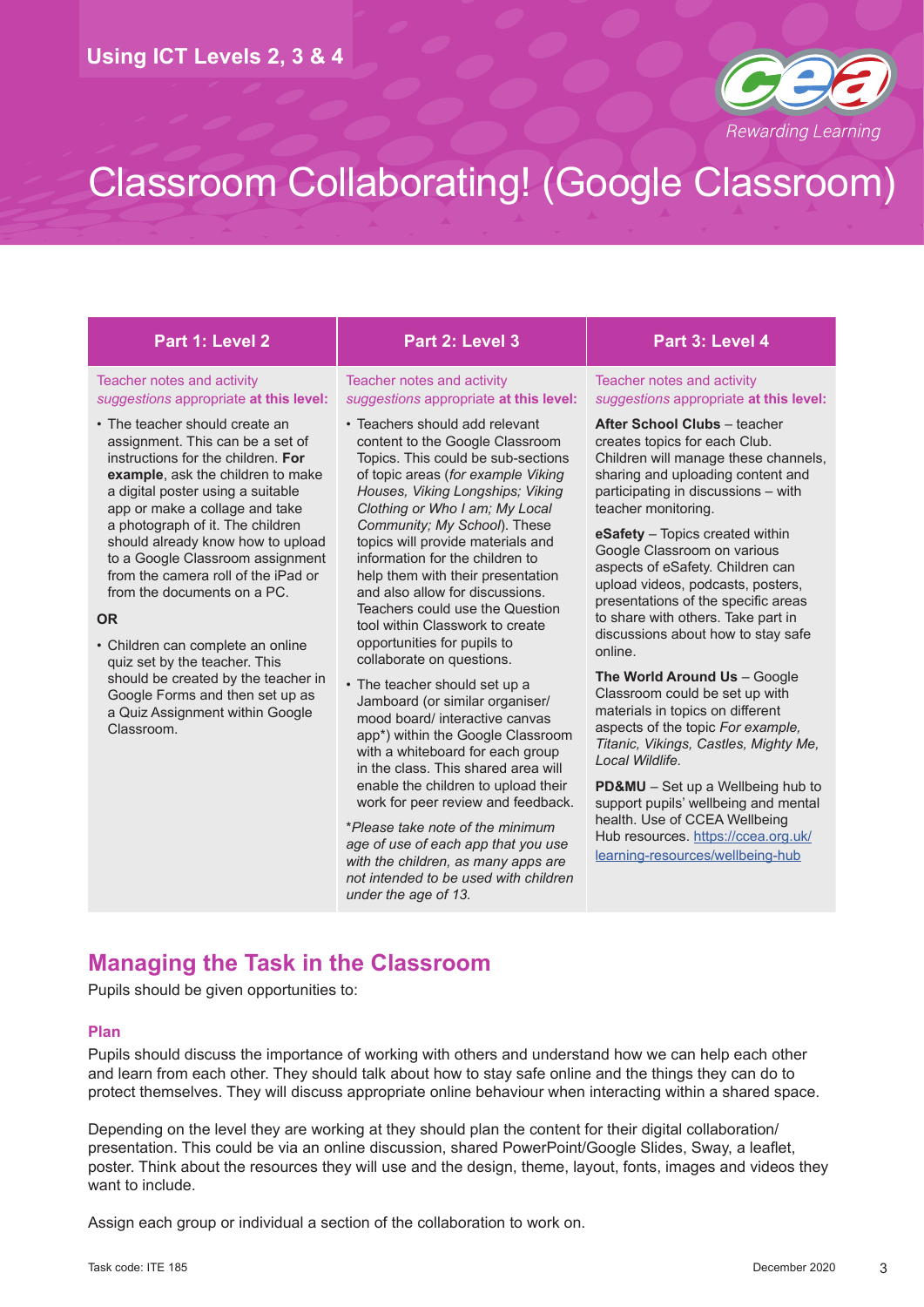# Classroom Collaborating! (Google Classroom)

| Part 1: Level 2 | Part 2: Level 3 | Part 3: Level 4 |
|---|---|---|
| Teacher notes and activity *suggestions* appropriate **at this level:**<br><br>• The teacher should create an assignment. This can be a set of instructions for the children. **For example**, ask the children to make a digital poster using a suitable app or make a collage and take a photograph of it. The children should already know how to upload to a Google Classroom assignment from the camera roll of the iPad or from the documents on a PC.<br><br>**OR**<br><br>• Children can complete an online quiz set by the teacher. This should be created by the teacher in Google Forms and then set up as a Quiz Assignment within Google Classroom. | Teacher notes and activity *suggestions* appropriate **at this level:**<br><br>• Teachers should add relevant content to the Google Classroom Topics. This could be sub-sections of topic areas (*for example Viking Houses, Viking Longships; Viking Clothing or Who I am; My Local Community; My School*). These topics will provide materials and information for the children to help them with their presentation and also allow for discussions. Teachers could use the Question tool within Classwork to create opportunities for pupils to collaborate on questions.<br><br>• The teacher should set up a Jamboard (or similar organiser/ mood board/ interactive canvas app*) within the Google Classroom with a whiteboard for each group in the class. This shared area will enable the children to upload their work for peer review and feedback.<br><br>**Please take note of the minimum age of use of each app that you use with the children, as many apps are not intended to be used with children under the age of 13.* | Teacher notes and activity *suggestions* appropriate **at this level:**<br><br>**After School Clubs** – teacher creates topics for each Club. Children will manage these channels, sharing and uploading content and participating in discussions – with teacher monitoring.<br><br>**eSafety** – Topics created within Google Classroom on various aspects of eSafety. Children can upload videos, podcasts, posters, presentations of the specific areas to share with others. Take part in discussions about how to stay safe online.<br><br>**The World Around Us** – Google Classroom could be set up with materials in topics on different aspects of the topic *For example, Titanic, Vikings, Castles, Mighty Me, Local Wildlife.*<br><br>**PD&MU** – Set up a Wellbeing hub to support pupils' wellbeing and mental health. Use of CCEA Wellbeing Hub resources. https://ccea.org.uk/learning-resources/wellbeing-hub |

## Managing the Task in the Classroom

Pupils should be given opportunities to:

### Plan

Pupils should discuss the importance of working with others and understand how we can help each other and learn from each other. They should talk about how to stay safe online and the things they can do to protect themselves. They will discuss appropriate online behaviour when interacting within a shared space.

Depending on the level they are working at they should plan the content for their digital collaboration/ presentation. This could be via an online discussion, shared PowerPoint/Google Slides, Sway, a leaflet, poster. Think about the resources they will use and the design, theme, layout, fonts, images and videos they want to include.

Assign each group or individual a section of the collaboration to work on.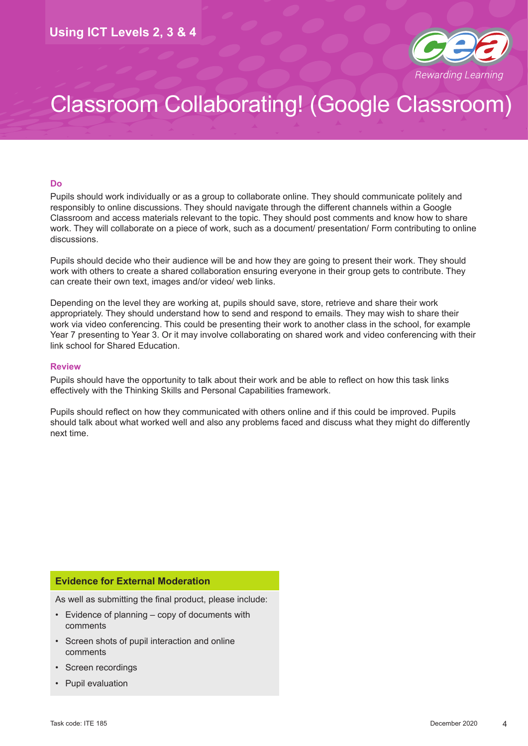# Classroom Collaborating! (Google Classroom)

### Do

Pupils should work individually or as a group to collaborate online. They should communicate politely and responsibly to online discussions. They should navigate through the different channels within a Google Classroom and access materials relevant to the topic. They should post comments and know how to share work. They will collaborate on a piece of work, such as a document/ presentation/ Form contributing to online discussions.

Pupils should decide who their audience will be and how they are going to present their work. They should work with others to create a shared collaboration ensuring everyone in their group gets to contribute. They can create their own text, images and/or video/ web links.

Depending on the level they are working at, pupils should save, store, retrieve and share their work appropriately. They should understand how to send and respond to emails. They may wish to share their work via video conferencing. This could be presenting their work to another class in the school, for example Year 7 presenting to Year 3. Or it may involve collaborating on shared work and video conferencing with their link school for Shared Education.

### Review

Pupils should have the opportunity to talk about their work and be able to reflect on how this task links effectively with the Thinking Skills and Personal Capabilities framework.

Pupils should reflect on how they communicated with others online and if this could be improved. Pupils should talk about what worked well and also any problems faced and discuss what they might do differently next time.

### Evidence for External Moderation

As well as submitting the final product, please include:

- Evidence of planning – copy of documents with comments
- Screen shots of pupil interaction and online comments
- Screen recordings
- Pupil evaluation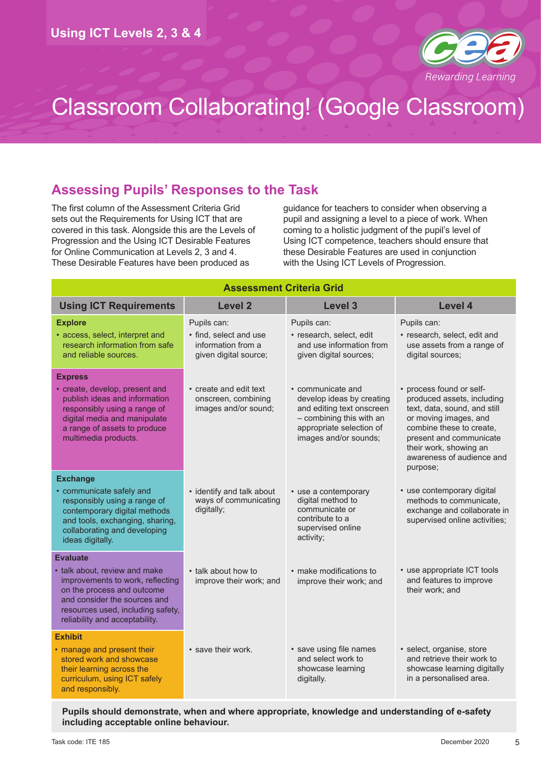# Classroom Collaborating! (Google Classroom)

## Assessing Pupils' Responses to the Task

The first column of the Assessment Criteria Grid sets out the Requirements for Using ICT that are covered in this task. Alongside this are the Levels of Progression and the Using ICT Desirable Features for Online Communication at Levels 2, 3 and 4. These Desirable Features have been produced as guidance for teachers to consider when observing a pupil and assigning a level to a piece of work. When coming to a holistic judgment of the pupil's level of Using ICT competence, teachers should ensure that these Desirable Features are used in conjunction with the Using ICT Levels of Progression.

**Assessment Criteria Grid**

| Using ICT Requirements | Level 2 | Level 3 | Level 4 |
|---|---|---|---|
| **Explore**<br>• access, select, interpret and research information from safe and reliable sources. | Pupils can:<br>• find, select and use information from a given digital source; | Pupils can:<br>• research, select, edit and use information from given digital sources; | Pupils can:<br>• research, select, edit and use assets from a range of digital sources; |
| **Express**<br>• create, develop, present and publish ideas and information responsibly using a range of digital media and manipulate a range of assets to produce multimedia products. | • create and edit text onscreen, combining images and/or sound; | • communicate and develop ideas by creating and editing text onscreen – combining this with an appropriate selection of images and/or sounds; | • process found or self-produced assets, including text, data, sound, and still or moving images, and combine these to create, present and communicate their work, showing an awareness of audience and purpose; |
| **Exchange**<br>• communicate safely and responsibly using a range of contemporary digital methods and tools, exchanging, sharing, collaborating and developing ideas digitally. | • identify and talk about ways of communicating digitally; | • use a contemporary digital method to communicate or contribute to a supervised online activity; | • use contemporary digital methods to communicate, exchange and collaborate in supervised online activities; |
| **Evaluate**<br>• talk about, review and make improvements to work, reflecting on the process and outcome and consider the sources and resources used, including safety, reliability and acceptability. | • talk about how to improve their work; and | • make modifications to improve their work; and | • use appropriate ICT tools and features to improve their work; and |
| **Exhibit**<br>• manage and present their stored work and showcase their learning across the curriculum, using ICT safely and responsibly. | • save their work. | • save using file names and select work to showcase learning digitally. | • select, organise, store and retrieve their work to showcase learning digitally in a personalised area. |

**Pupils should demonstrate, when and where appropriate, knowledge and understanding of e-safety including acceptable online behaviour.**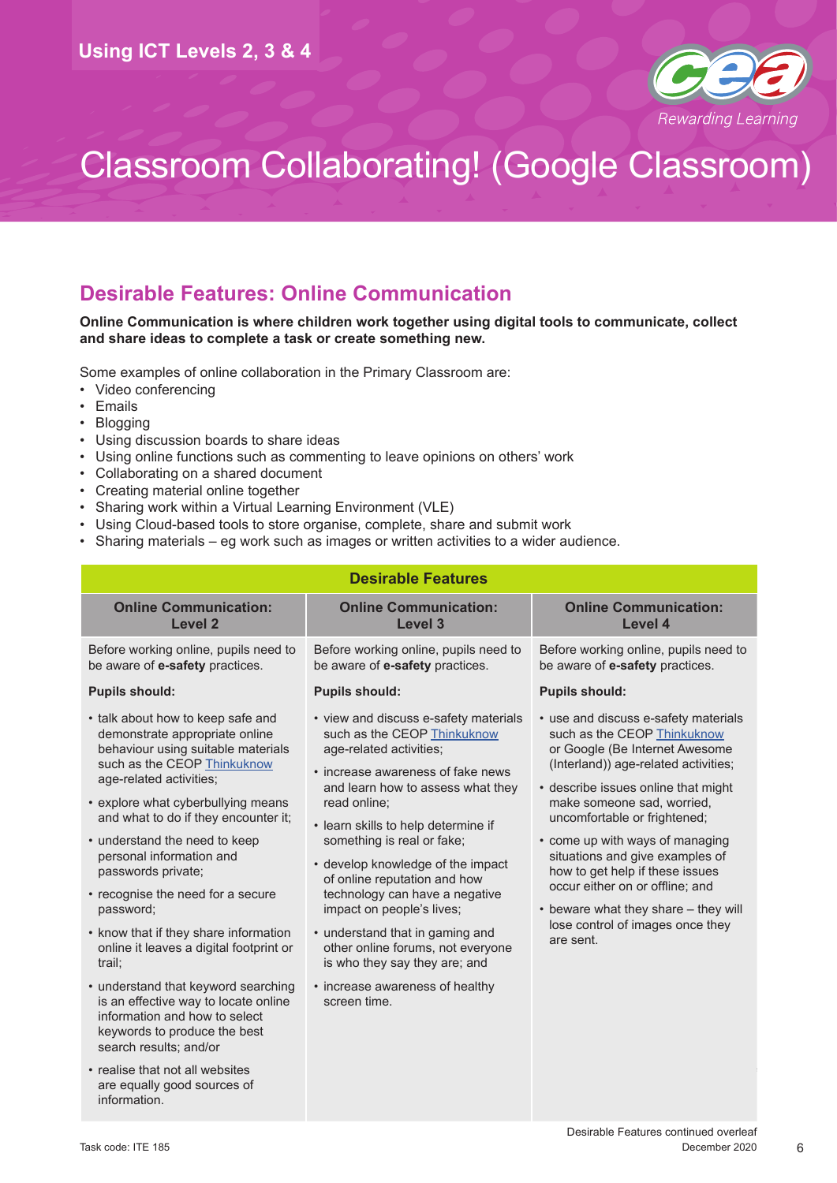# Classroom Collaborating! (Google Classroom)

## Desirable Features: Online Communication

**Online Communication is where children work together using digital tools to communicate, collect and share ideas to complete a task or create something new.**

Some examples of online collaboration in the Primary Classroom are:

- Video conferencing
- Emails
- Blogging
- Using discussion boards to share ideas
- Using online functions such as commenting to leave opinions on others' work
- Collaborating on a shared document
- Creating material online together
- Sharing work within a Virtual Learning Environment (VLE)
- Using Cloud-based tools to store organise, complete, share and submit work
- Sharing materials – eg work such as images or written activities to a wider audience.

| Desirable Features | | |
|---|---|---|
| **Online Communication: Level 2** | **Online Communication: Level 3** | **Online Communication: Level 4** |
| Before working online, pupils need to be aware of **e-safety** practices. | Before working online, pupils need to be aware of **e-safety** practices. | Before working online, pupils need to be aware of **e-safety** practices. |
| **Pupils should:** | **Pupils should:** | **Pupils should:** |
| • talk about how to keep safe and demonstrate appropriate online behaviour using suitable materials such as the CEOP Thinkuknow age-related activities;<br>• explore what cyberbullying means and what to do if they encounter it;<br>• understand the need to keep personal information and passwords private;<br>• recognise the need for a secure password;<br>• know that if they share information online it leaves a digital footprint or trail;<br>• understand that keyword searching is an effective way to locate online information and how to select keywords to produce the best search results; and/or<br>• realise that not all websites are equally good sources of information. | • view and discuss e-safety materials such as the CEOP Thinkuknow age-related activities;<br>• increase awareness of fake news and learn how to assess what they read online;<br>• learn skills to help determine if something is real or fake;<br>• develop knowledge of the impact of online reputation and how technology can have a negative impact on people's lives;<br>• understand that in gaming and other online forums, not everyone is who they say they are; and<br>• increase awareness of healthy screen time. | • use and discuss e-safety materials such as the CEOP Thinkuknow or Google (Be Internet Awesome (Interland)) age-related activities;<br>• describe issues online that might make someone sad, worried, uncomfortable or frightened;<br>• come up with ways of managing situations and give examples of how to get help if these issues occur either on or offline; and<br>• beware what they share – they will lose control of images once they are sent. |

Desirable Features continued overleaf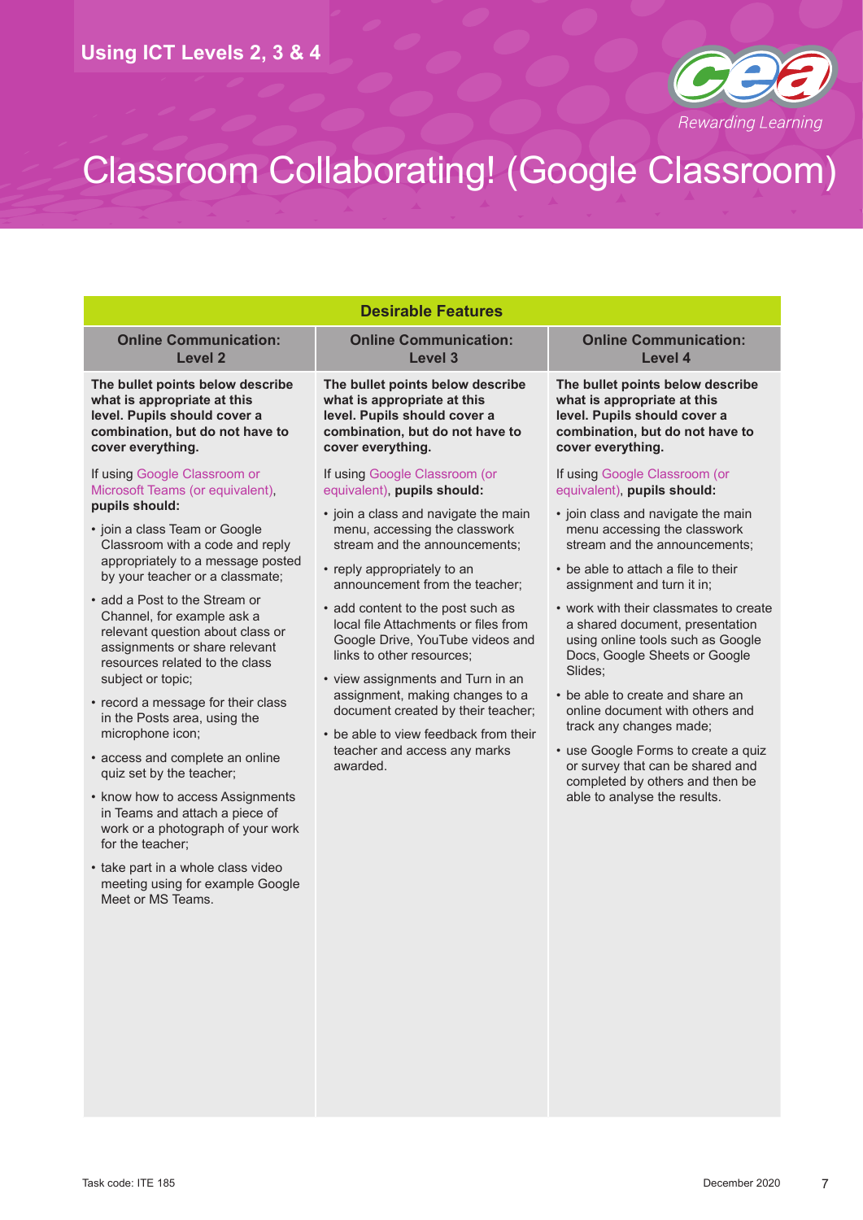# Classroom Collaborating! (Google Classroom)

| Desirable Features | | |
|---|---|---|
| **Online Communication: Level 2** | **Online Communication: Level 3** | **Online Communication: Level 4** |
| **The bullet points below describe what is appropriate at this level. Pupils should cover a combination, but do not have to cover everything.**<br><br>If using Google Classroom or Microsoft Teams (or equivalent), **pupils should:**<br><br>• join a class Team or Google Classroom with a code and reply appropriately to a message posted by your teacher or a classmate;<br>• add a Post to the Stream or Channel, for example ask a relevant question about class or assignments or share relevant resources related to the class subject or topic;<br>• record a message for their class in the Posts area, using the microphone icon;<br>• access and complete an online quiz set by the teacher;<br>• know how to access Assignments in Teams and attach a piece of work or a photograph of your work for the teacher;<br>• take part in a whole class video meeting using for example Google Meet or MS Teams. | **The bullet points below describe what is appropriate at this level. Pupils should cover a combination, but do not have to cover everything.**<br><br>If using Google Classroom (or equivalent), **pupils should:**<br><br>• join a class and navigate the main menu, accessing the classwork stream and the announcements;<br>• reply appropriately to an announcement from the teacher;<br>• add content to the post such as local file Attachments or files from Google Drive, YouTube videos and links to other resources;<br>• view assignments and Turn in an assignment, making changes to a document created by their teacher;<br>• be able to view feedback from their teacher and access any marks awarded. | **The bullet points below describe what is appropriate at this level. Pupils should cover a combination, but do not have to cover everything.**<br><br>If using Google Classroom (or equivalent), **pupils should:**<br><br>• join class and navigate the main menu accessing the classwork stream and the announcements;<br>• be able to attach a file to their assignment and turn it in;<br>• work with their classmates to create a shared document, presentation using online tools such as Google Docs, Google Sheets or Google Slides;<br>• be able to create and share an online document with others and track any changes made;<br>• use Google Forms to create a quiz or survey that can be shared and completed by others and then be able to analyse the results. |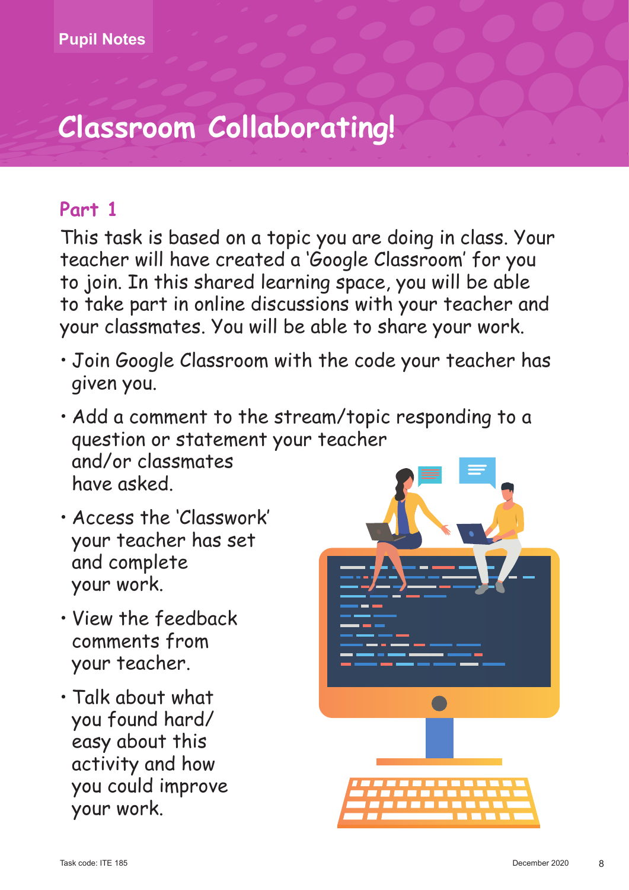Pupil Notes

# Classroom Collaborating!

## Part 1

This task is based on a topic you are doing in class. Your teacher will have created a 'Google Classroom' for you to join. In this shared learning space, you will be able to take part in online discussions with your teacher and your classmates. You will be able to share your work.

- Join Google Classroom with the code your teacher has given you.
- Add a comment to the stream/topic responding to a question or statement your teacher and/or classmates have asked.
- Access the 'Classwork' your teacher has set and complete your work.
- View the feedback comments from your teacher.
- Talk about what you found hard/easy about this activity and how you could improve your work.

Task code: ITE 185

December 2020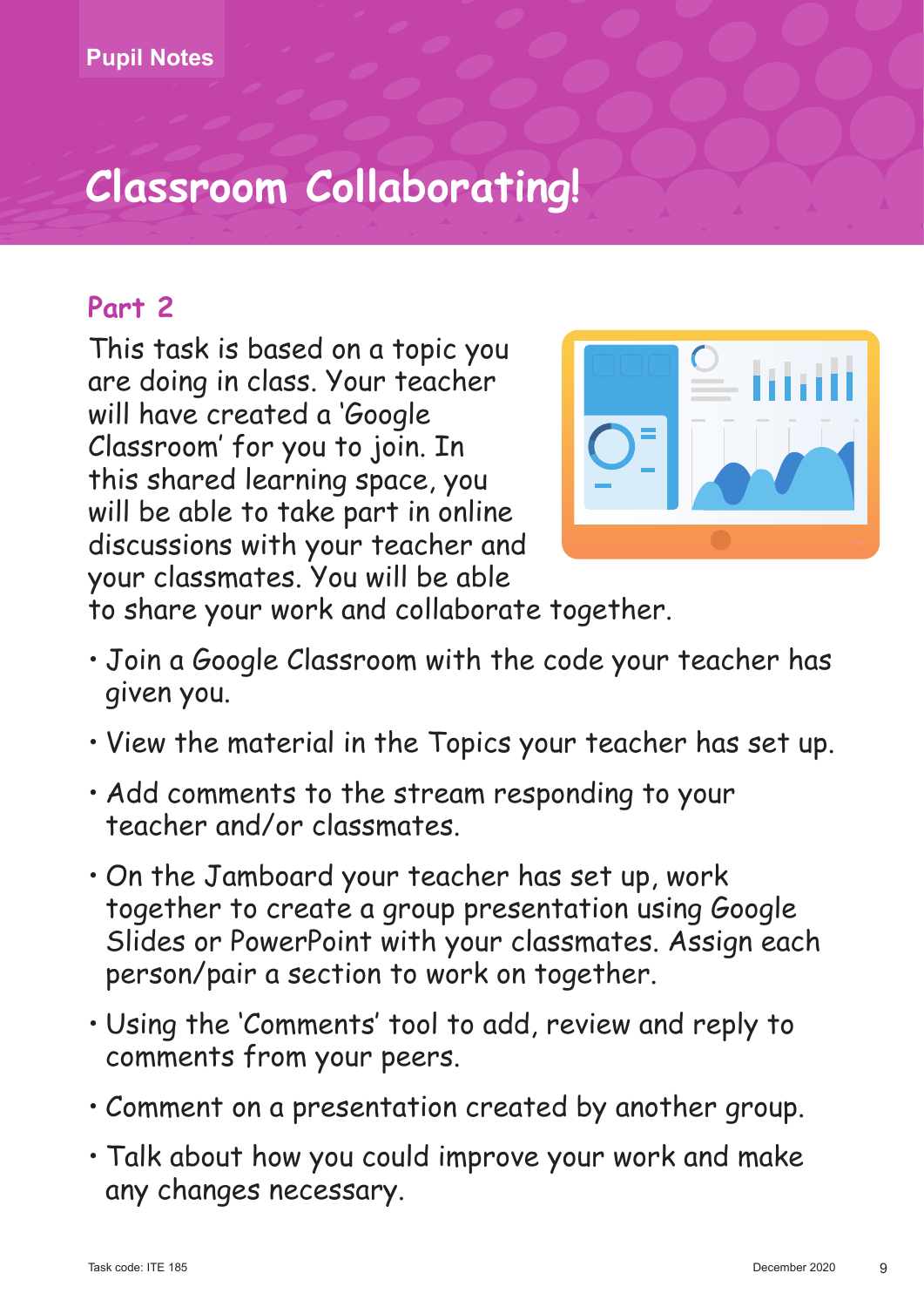Pupil Notes

# Classroom Collaborating!

## Part 2

This task is based on a topic you are doing in class. Your teacher will have created a 'Google Classroom' for you to join. In this shared learning space, you will be able to take part in online discussions with your teacher and your classmates. You will be able to share your work and collaborate together.

- Join a Google Classroom with the code your teacher has given you.
- View the material in the Topics your teacher has set up.
- Add comments to the stream responding to your teacher and/or classmates.
- On the Jamboard your teacher has set up, work together to create a group presentation using Google Slides or PowerPoint with your classmates. Assign each person/pair a section to work on together.
- Using the 'Comments' tool to add, review and reply to comments from your peers.
- Comment on a presentation created by another group.
- Talk about how you could improve your work and make any changes necessary.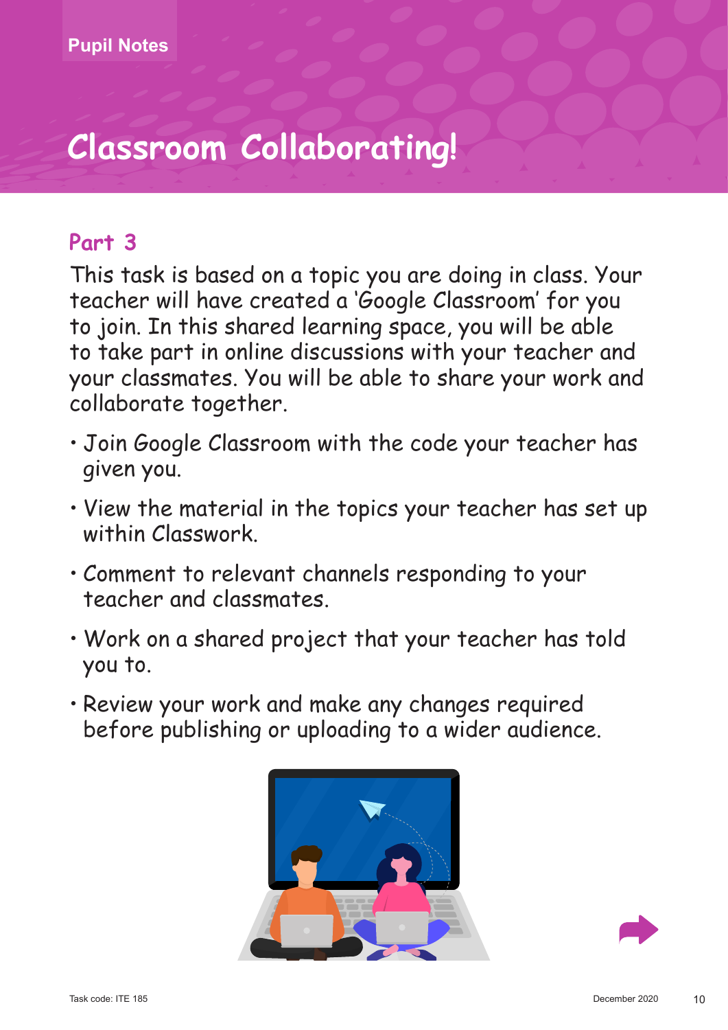Pupil Notes

# Classroom Collaborating!

## Part 3

This task is based on a topic you are doing in class. Your teacher will have created a 'Google Classroom' for you to join. In this shared learning space, you will be able to take part in online discussions with your teacher and your classmates. You will be able to share your work and collaborate together.

- Join Google Classroom with the code your teacher has given you.
- View the material in the topics your teacher has set up within Classwork.
- Comment to relevant channels responding to your teacher and classmates.
- Work on a shared project that your teacher has told you to.
- Review your work and make any changes required before publishing or uploading to a wider audience.

Task code: ITE 185

December 2020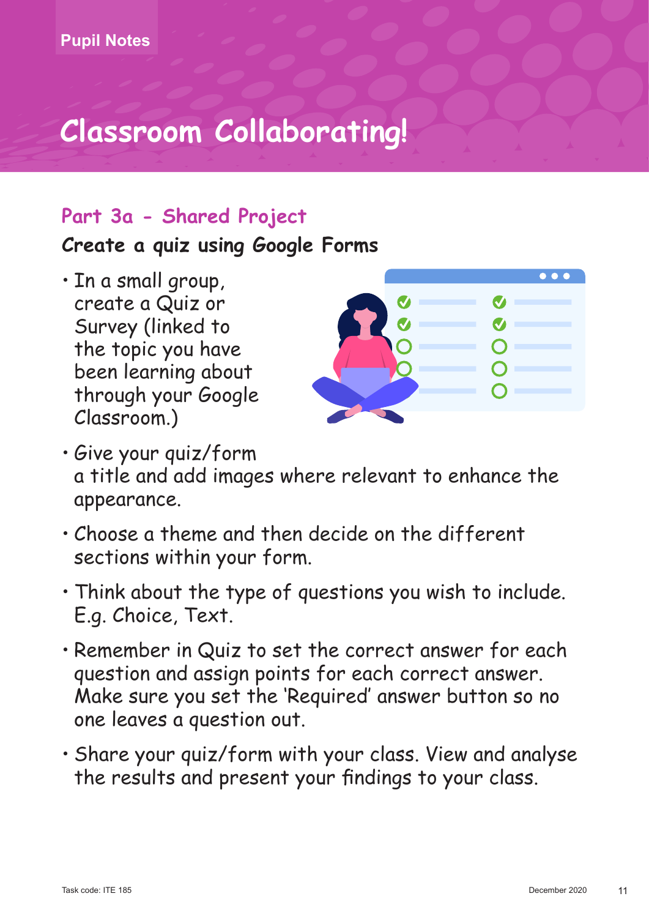Pupil Notes

# Classroom Collaborating!

## Part 3a - Shared Project

### Create a quiz using Google Forms

- In a small group, create a Quiz or Survey (linked to the topic you have been learning about through your Google Classroom.)
- Give your quiz/form a title and add images where relevant to enhance the appearance.
- Choose a theme and then decide on the different sections within your form.
- Think about the type of questions you wish to include. E.g. Choice, Text.
- Remember in Quiz to set the correct answer for each question and assign points for each correct answer. Make sure you set the 'Required' answer button so no one leaves a question out.
- Share your quiz/form with your class. View and analyse the results and present your findings to your class.

Task code: ITE 185 December 2020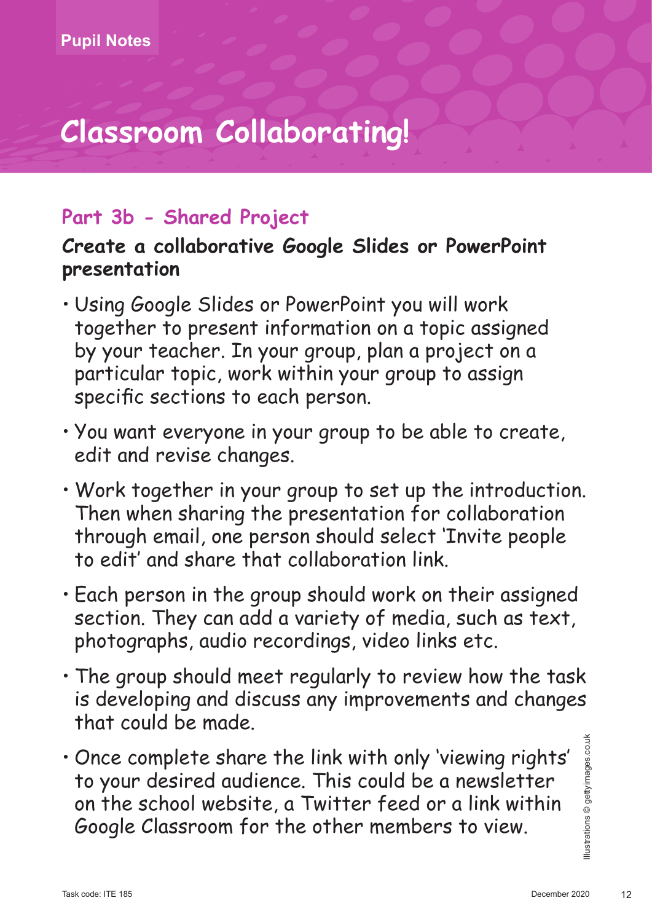Pupil Notes

# Classroom Collaborating!

## Part 3b - Shared Project

### Create a collaborative Google Slides or PowerPoint presentation

- Using Google Slides or PowerPoint you will work together to present information on a topic assigned by your teacher. In your group, plan a project on a particular topic, work within your group to assign specific sections to each person.
- You want everyone in your group to be able to create, edit and revise changes.
- Work together in your group to set up the introduction. Then when sharing the presentation for collaboration through email, one person should select 'Invite people to edit' and share that collaboration link.
- Each person in the group should work on their assigned section. They can add a variety of media, such as text, photographs, audio recordings, video links etc.
- The group should meet regularly to review how the task is developing and discuss any improvements and changes that could be made.
- Once complete share the link with only 'viewing rights' to your desired audience. This could be a newsletter on the school website, a Twitter feed or a link within Google Classroom for the other members to view.

Illustrations © gettyimages.co.uk

Task code: ITE 185

December 2020